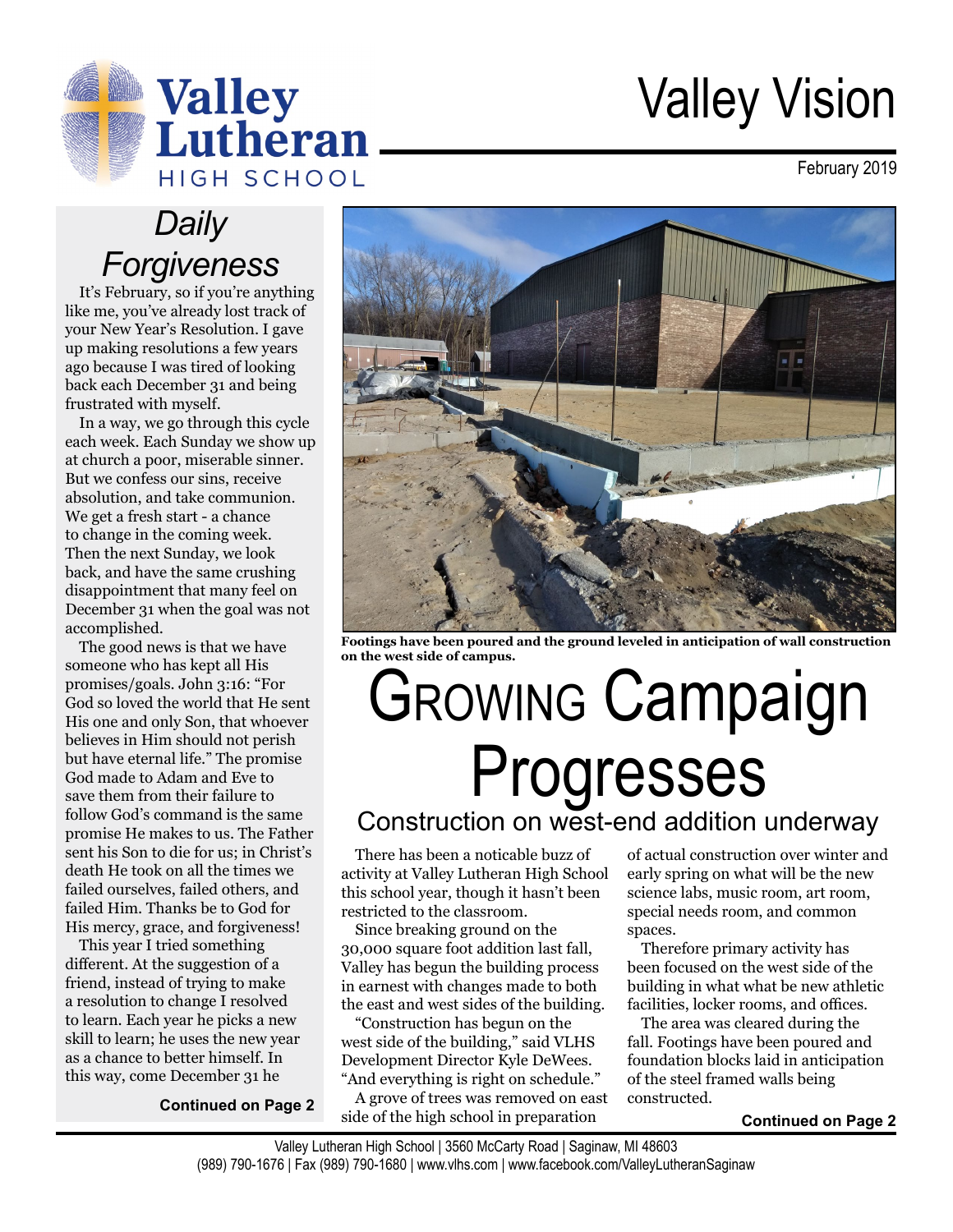Valley Lutheran HIGH SCHOOL

# Valley Vision

February 2019

## Daily Forgiveness

It's February, so if you're anything like me, you've already lost track of your New Year's Resolution. I gave up making resolutions a few years ago because I was tired of looking back each December 31 and being frustrated with myself.

In a way, we go through this cycle each week. Each Sunday we show up at church a poor, miserable sinner. But we confess our sins, receive absolution, and take communion. We get a fresh start - a chance to change in the coming week. Then the next Sunday, we look back, and have the same crushing disappointment that many feel on December 31 when the goal was not accomplished.

The good news is that we have someone who has kept all His promises/goals. John 3:16: "For God so loved the world that He sent His one and only Son, that whoever believes in Him should not perish but have eternal life." The promise God made to Adam and Eve to save them from their failure to follow God's command is the same promise He makes to us. The Father sent His Son to die for us; in Christ's death He took on all the times we failed ourselves, failed others, and failed Him. Thanks be to God for His mercy, grace, and forgiveness!

This year I tried something different. At the suggestion of a friend, instead of trying to make a resolution to change I resolved to learn. Each year he picks a new skill to learn; he uses the new year as a chance to better himself. In this way, come December 31 he

**Continued on Page 2**

**Footings have been poured and the ground leveled in anticipation of wall construction on the west side of campus.**

# Growing Campaign Progresses

## Construction on west-end addition underway

There has been a noticable buzz of activity at Valley Lutheran High School this school year, though it hasn't been restricted to the classroom.

Since breaking ground on the 30,000 square foot addition last fall, Valley has begun the building process in earnest with changes made to both the east and west sides of the building.

"Construction has begun on the west side of the building," said VLHS Development Director Kyle DeWees. "And everything is right on schedule."

A grove of trees was removed on east side of the high school in preparation of actual construction over winter and early spring on what will be the new science labs, music room, art room, special needs room, and common spaces.

Therefore primary activity has been focused on the west side of the building in what what be new athletic facilities, locker rooms, and offices.

The area was cleared during the fall. Footings have been poured and foundation blocks laid in anticipation of the steel framed walls being constructed.

**Continued on Page 2**

Valley Lutheran High School | 3560 McCarty Road | Saginaw, MI 48603
(989) 790-1676 | Fax (989) 790-1680 | www.vlhs.com | www.facebook.com/ValleyLutheranSaginaw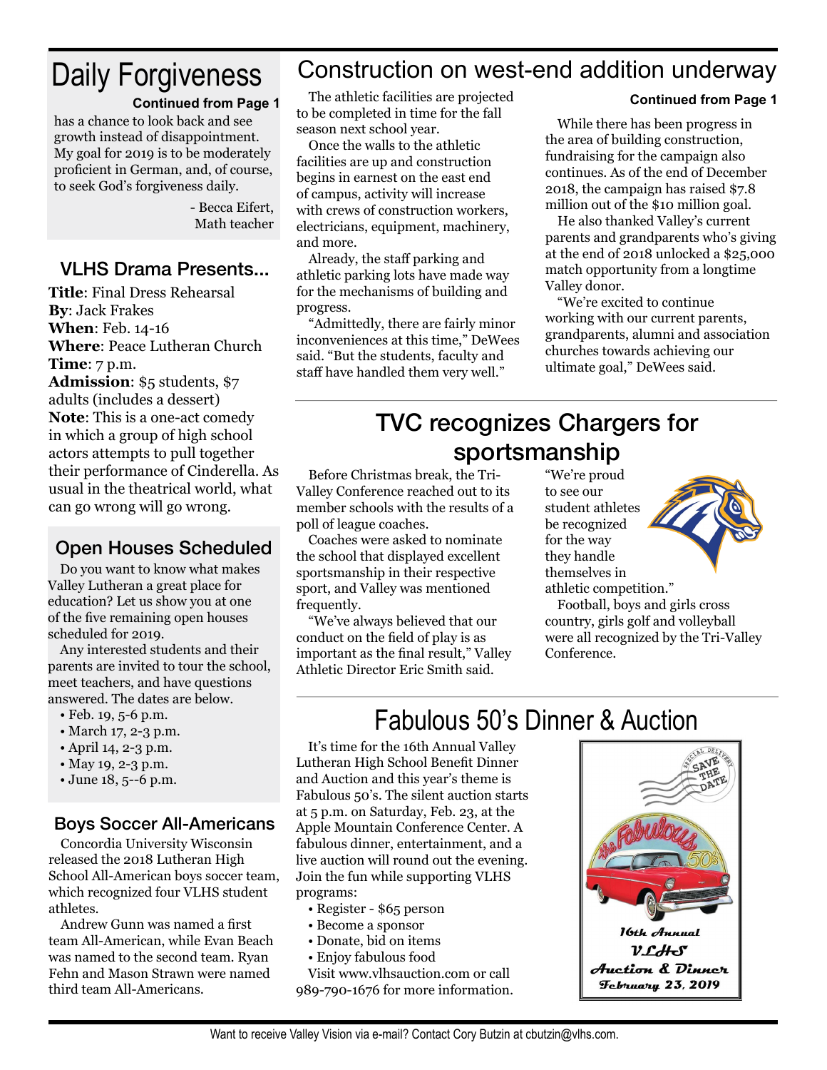## Daily Forgiveness

**Continued from Page 1**

has a chance to look back and see growth instead of disappointment. My goal for 2019 is to be moderately proficient in German, and, of course, to seek God's forgiveness daily.

- Becca Eifert, Math teacher

### VLHS Drama Presents...

**Title**: Final Dress Rehearsal
**By**: Jack Frakes
**When**: Feb. 14-16
**Where**: Peace Lutheran Church
**Time**: 7 p.m.
**Admission**: $5 students, $7 adults (includes a dessert)
**Note**: This is a one-act comedy in which a group of high school actors attempts to pull together their performance of Cinderella. As usual in the theatrical world, what can go wrong will go wrong.

### Open Houses Scheduled

Do you want to know what makes Valley Lutheran a great place for education? Let us show you at one of the five remaining open houses scheduled for 2019.

Any interested students and their parents are invited to tour the school, meet teachers, and have questions answered. The dates are below.

- Feb. 19, 5-6 p.m.
- March 17, 2-3 p.m.
- April 14, 2-3 p.m.
- May 19, 2-3 p.m.
- June 18, 5--6 p.m.

### Boys Soccer All-Americans

Concordia University Wisconsin released the 2018 Lutheran High School All-American boys soccer team, which recognized four VLHS student athletes.

Andrew Gunn was named a first team All-American, while Evan Beach was named to the second team. Ryan Fehn and Mason Strawn were named third team All-Americans.

## Construction on west-end addition underway

**Continued from Page 1**

The athletic facilities are projected to be completed in time for the fall season next school year.

Once the walls to the athletic facilities are up and construction begins in earnest on the east end of campus, activity will increase with crews of construction workers, electricians, equipment, machinery, and more.

Already, the staff parking and athletic parking lots have made way for the mechanisms of building and progress.

"Admittedly, there are fairly minor inconveniences at this time," DeWees said. "But the students, faculty and staff have handled them very well."

While there has been progress in the area of building construction, fundraising for the campaign also continues. As of the end of December 2018, the campaign has raised $7.8 million out of the $10 million goal.

He also thanked Valley's current parents and grandparents who's giving at the end of 2018 unlocked a $25,000 match opportunity from a longtime Valley donor.

"We're excited to continue working with our current parents, grandparents, alumni and association churches towards achieving our ultimate goal," DeWees said.

## TVC recognizes Chargers for sportsmanship

Before Christmas break, the Tri-Valley Conference reached out to its member schools with the results of a poll of league coaches.

Coaches were asked to nominate the school that displayed excellent sportsmanship in their respective sport, and Valley was mentioned frequently.

"We've always believed that our conduct on the field of play is as important as the final result," Valley Athletic Director Eric Smith said. "We're proud to see our student athletes be recognized for the way they handle themselves in athletic competition."

Football, boys and girls cross country, girls golf and volleyball were all recognized by the Tri-Valley Conference.

## Fabulous 50's Dinner & Auction

It's time for the 16th Annual Valley Lutheran High School Benefit Dinner and Auction and this year's theme is Fabulous 50's. The silent auction starts at 5 p.m. on Saturday, Feb. 23, at the Apple Mountain Conference Center. A fabulous dinner, entertainment, and a live auction will round out the evening. Join the fun while supporting VLHS programs:

- Register - $65 person
- Become a sponsor
- Donate, bid on items
- Enjoy fabulous food

Visit www.vlhsauction.com or call 989-790-1676 for more information.

SPECIAL DELIVERY
SAVE THE DATE
the Fabulous 50's
16th Annual
VLHS
Auction & Dinner
February 23, 2019

Want to receive Valley Vision via e-mail? Contact Cory Butzin at cbutzin@vlhs.com.